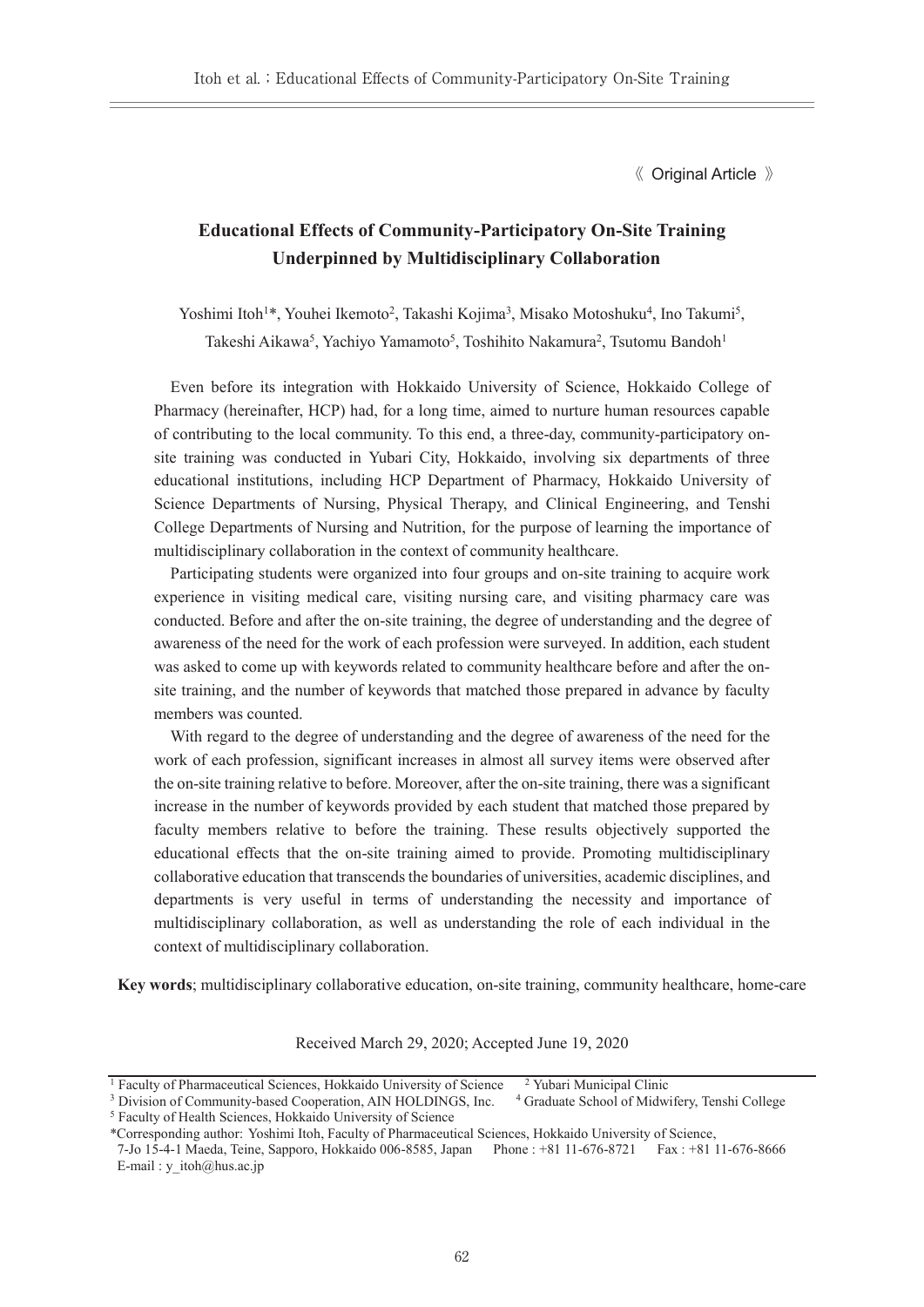《 Original Article 》

# Educational Effects of Community-Participatory On-Site Training Underpinned by Multidisciplinary Collaboration

Yoshimi Itoh[1]*, Youhei Ikemoto[2], Takashi Kojima[3], Misako Motoshuku[4], Ino Takumi[5], Takeshi Aikawa[5], Yachiyo Yamamoto[5], Toshihito Nakamura[2], Tsutomu Bandoh[1]

Even before its integration with Hokkaido University of Science, Hokkaido College of Pharmacy (hereinafter, HCP) had, for a long time, aimed to nurture human resources capable of contributing to the local community. To this end, a three-day, community-participatory on-site training was conducted in Yubari City, Hokkaido, involving six departments of three educational institutions, including HCP Department of Pharmacy, Hokkaido University of Science Departments of Nursing, Physical Therapy, and Clinical Engineering, and Tenshi College Departments of Nursing and Nutrition, for the purpose of learning the importance of multidisciplinary collaboration in the context of community healthcare.

Participating students were organized into four groups and on-site training to acquire work experience in visiting medical care, visiting nursing care, and visiting pharmacy care was conducted. Before and after the on-site training, the degree of understanding and the degree of awareness of the need for the work of each profession were surveyed. In addition, each student was asked to come up with keywords related to community healthcare before and after the on-site training, and the number of keywords that matched those prepared in advance by faculty members was counted.

With regard to the degree of understanding and the degree of awareness of the need for the work of each profession, significant increases in almost all survey items were observed after the on-site training relative to before. Moreover, after the on-site training, there was a significant increase in the number of keywords provided by each student that matched those prepared by faculty members relative to before the training. These results objectively supported the educational effects that the on-site training aimed to provide. Promoting multidisciplinary collaborative education that transcends the boundaries of universities, academic disciplines, and departments is very useful in terms of understanding the necessity and importance of multidisciplinary collaboration, as well as understanding the role of each individual in the context of multidisciplinary collaboration.

**Key words**; multidisciplinary collaborative education, on-site training, community healthcare, home-care

Received March 29, 2020; Accepted June 19, 2020

---

[1] Faculty of Pharmaceutical Sciences, Hokkaido University of Science [2] Yubari Municipal Clinic
[3] Division of Community-based Cooperation, AIN HOLDINGS, Inc. [4] Graduate School of Midwifery, Tenshi College
[5] Faculty of Health Sciences, Hokkaido University of Science

*Corresponding author: Yoshimi Itoh, Faculty of Pharmaceutical Sciences, Hokkaido University of Science, 7-Jo 15-4-1 Maeda, Teine, Sapporo, Hokkaido 006-8585, Japan Phone : +81 11-676-8721 Fax : +81 11-676-8666 E-mail : y_itoh@hus.ac.jp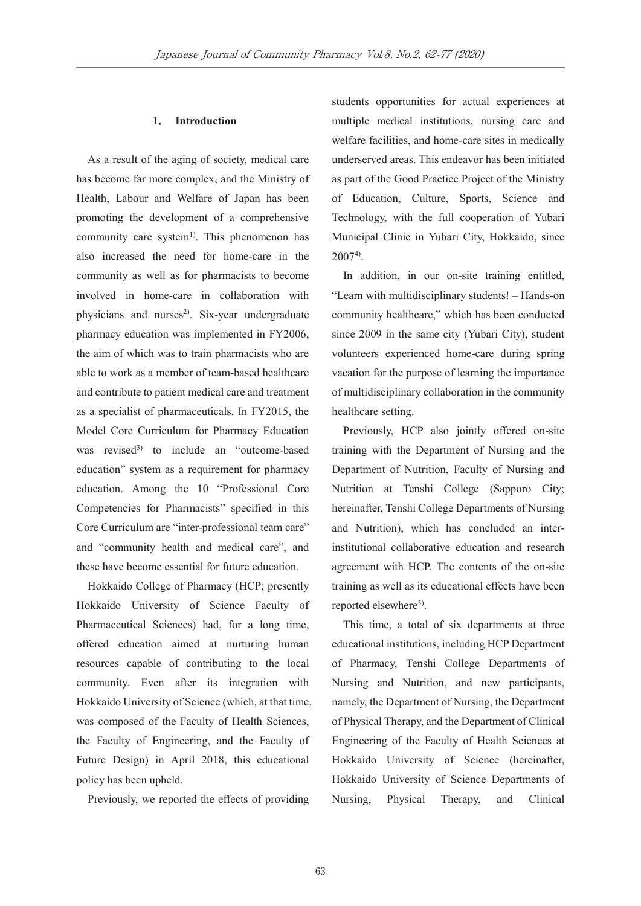## 1. Introduction

As a result of the aging of society, medical care has become far more complex, and the Ministry of Health, Labour and Welfare of Japan has been promoting the development of a comprehensive community care system[1]. This phenomenon has also increased the need for home-care in the community as well as for pharmacists to become involved in home-care in collaboration with physicians and nurses[2]. Six-year undergraduate pharmacy education was implemented in FY2006, the aim of which was to train pharmacists who are able to work as a member of team-based healthcare and contribute to patient medical care and treatment as a specialist of pharmaceuticals. In FY2015, the Model Core Curriculum for Pharmacy Education was revised[3] to include an "outcome-based education" system as a requirement for pharmacy education. Among the 10 "Professional Core Competencies for Pharmacists" specified in this Core Curriculum are "inter-professional team care" and "community health and medical care", and these have become essential for future education.

Hokkaido College of Pharmacy (HCP; presently Hokkaido University of Science Faculty of Pharmaceutical Sciences) had, for a long time, offered education aimed at nurturing human resources capable of contributing to the local community. Even after its integration with Hokkaido University of Science (which, at that time, was composed of the Faculty of Health Sciences, the Faculty of Engineering, and the Faculty of Future Design) in April 2018, this educational policy has been upheld.

Previously, we reported the effects of providing students opportunities for actual experiences at multiple medical institutions, nursing care and welfare facilities, and home-care sites in medically underserved areas. This endeavor has been initiated as part of the Good Practice Project of the Ministry of Education, Culture, Sports, Science and Technology, with the full cooperation of Yubari Municipal Clinic in Yubari City, Hokkaido, since 2007[4].

In addition, in our on-site training entitled, "Learn with multidisciplinary students! – Hands-on community healthcare," which has been conducted since 2009 in the same city (Yubari City), student volunteers experienced home-care during spring vacation for the purpose of learning the importance of multidisciplinary collaboration in the community healthcare setting.

Previously, HCP also jointly offered on-site training with the Department of Nursing and the Department of Nutrition, Faculty of Nursing and Nutrition at Tenshi College (Sapporo City; hereinafter, Tenshi College Departments of Nursing and Nutrition), which has concluded an inter-institutional collaborative education and research agreement with HCP. The contents of the on-site training as well as its educational effects have been reported elsewhere[5].

This time, a total of six departments at three educational institutions, including HCP Department of Pharmacy, Tenshi College Departments of Nursing and Nutrition, and new participants, namely, the Department of Nursing, the Department of Physical Therapy, and the Department of Clinical Engineering of the Faculty of Health Sciences at Hokkaido University of Science (hereinafter, Hokkaido University of Science Departments of Nursing, Physical Therapy, and Clinical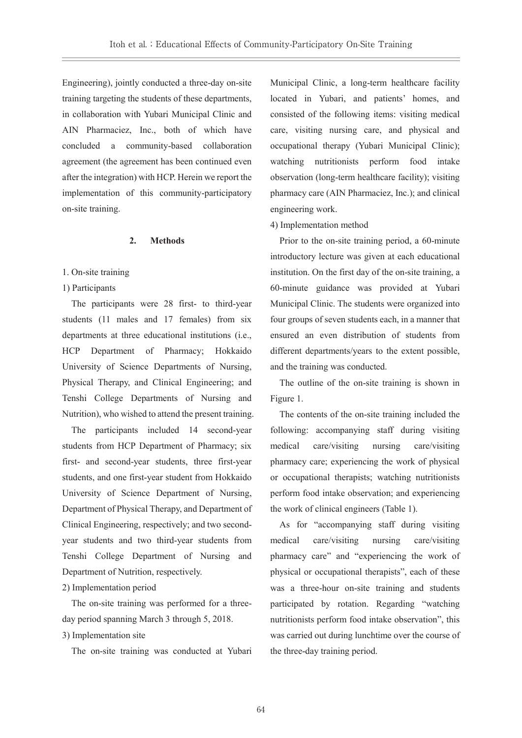Engineering), jointly conducted a three-day on-site training targeting the students of these departments, in collaboration with Yubari Municipal Clinic and AIN Pharmaciez, Inc., both of which have concluded a community-based collaboration agreement (the agreement has been continued even after the integration) with HCP. Herein we report the implementation of this community-participatory on-site training.

## 2. Methods

### 1. On-site training

#### 1) Participants

The participants were 28 first- to third-year students (11 males and 17 females) from six departments at three educational institutions (i.e., HCP Department of Pharmacy; Hokkaido University of Science Departments of Nursing, Physical Therapy, and Clinical Engineering; and Tenshi College Departments of Nursing and Nutrition), who wished to attend the present training.

The participants included 14 second-year students from HCP Department of Pharmacy; six first- and second-year students, three first-year students, and one first-year student from Hokkaido University of Science Department of Nursing, Department of Physical Therapy, and Department of Clinical Engineering, respectively; and two second-year students and two third-year students from Tenshi College Department of Nursing and Department of Nutrition, respectively.

#### 2) Implementation period

The on-site training was performed for a three-day period spanning March 3 through 5, 2018.

#### 3) Implementation site

The on-site training was conducted at Yubari Municipal Clinic, a long-term healthcare facility located in Yubari, and patients' homes, and consisted of the following items: visiting medical care, visiting nursing care, and physical and occupational therapy (Yubari Municipal Clinic); watching nutritionists perform food intake observation (long-term healthcare facility); visiting pharmacy care (AIN Pharmaciez, Inc.); and clinical engineering work.

#### 4) Implementation method

Prior to the on-site training period, a 60-minute introductory lecture was given at each educational institution. On the first day of the on-site training, a 60-minute guidance was provided at Yubari Municipal Clinic. The students were organized into four groups of seven students each, in a manner that ensured an even distribution of students from different departments/years to the extent possible, and the training was conducted.

The outline of the on-site training is shown in Figure 1.

The contents of the on-site training included the following: accompanying staff during visiting medical care/visiting nursing care/visiting pharmacy care; experiencing the work of physical or occupational therapists; watching nutritionists perform food intake observation; and experiencing the work of clinical engineers (Table 1).

As for "accompanying staff during visiting medical care/visiting nursing care/visiting pharmacy care" and "experiencing the work of physical or occupational therapists", each of these was a three-hour on-site training and students participated by rotation. Regarding "watching nutritionists perform food intake observation", this was carried out during lunchtime over the course of the three-day training period.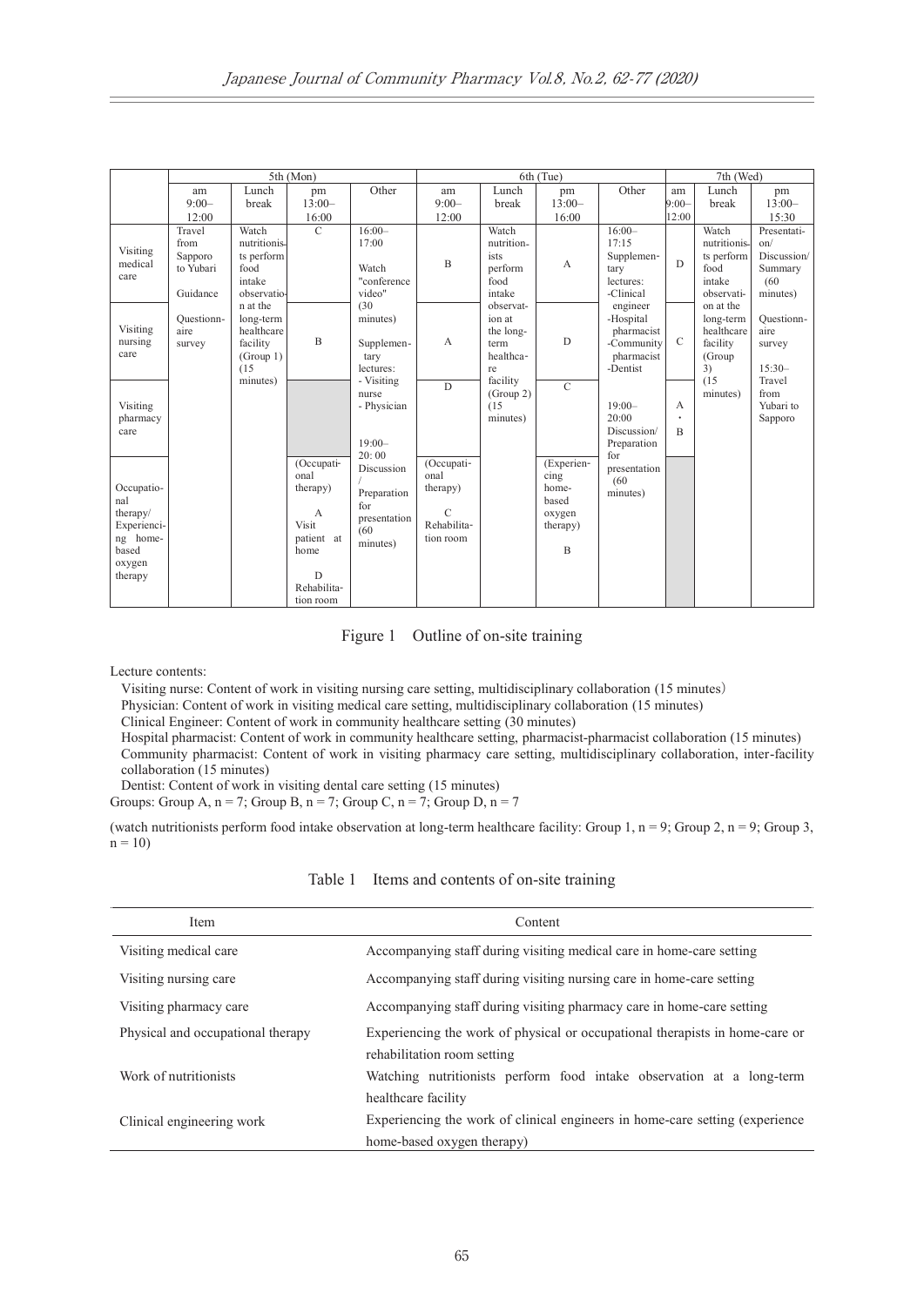|  | 5th (Mon) |  |  |  | 6th (Tue) |  |  |  | 7th (Wed) |  |  |
|---|---|---|---|---|---|---|---|---|---|---|---|
|  | am 9:00–12:00 | Lunch break | pm 13:00–16:00 | Other | am 9:00–12:00 | Lunch break | pm 13:00–16:00 | Other | am 9:00–12:00 | Lunch break | pm 13:00–15:30 |
| Visiting medical care | Travel from Sapporo to Yubari Guidance Questionnaire survey | Watch nutritionists perform food intake observation at the long-term healthcare facility (Group 1) (15 minutes) | C | 16:00–17:00 Watch "conference video" (30 minutes) Supplementary lectures: - Visiting nurse - Physician 19:00–20:00 Discussion / Preparation for presentation (60 minutes) | B | Watch nutritionists perform food intake observation at the long-term healthcare facility (Group 2) (15 minutes) | A | 16:00–17:15 Supplementary lectures: -Clinical engineer -Hospital pharmacist -Community pharmacist -Dentist 19:00–20:00 Discussion/ Preparation for presentation (60 minutes) | D | Watch nutritionists perform food intake observation at the long-term healthcare facility (Group 3) (15 minutes) | Presentation/ Discussion/ Summary (60 minutes) Questionnaire survey 15:30– Travel from Yubari to Sapporo |
| Visiting nursing care |  |  | B |  | A |  | D |  | C |  |  |
| Visiting pharmacy care |  |  |  |  | D |  | C |  | A・B |  |  |
| Occupational therapy/ Experiencing home-based oxygen therapy |  |  | (Occupational therapy) A Visit patient at home D Rehabilitation room |  | (Occupational therapy) C Rehabilitation room |  | (Experiencing home-based oxygen therapy) B |  |  |  |  |

Figure 1 Outline of on-site training

Lecture contents:

Visiting nurse: Content of work in visiting nursing care setting, multidisciplinary collaboration (15 minutes)
Physician: Content of work in visiting medical care setting, multidisciplinary collaboration (15 minutes)
Clinical Engineer: Content of work in community healthcare setting (30 minutes)
Hospital pharmacist: Content of work in community healthcare setting, pharmacist-pharmacist collaboration (15 minutes)
Community pharmacist: Content of work in visiting pharmacy care setting, multidisciplinary collaboration, inter-facility collaboration (15 minutes)
Dentist: Content of work in visiting dental care setting (15 minutes)

Groups: Group A, n = 7; Group B, n = 7; Group C, n = 7; Group D, n = 7

(watch nutritionists perform food intake observation at long-term healthcare facility: Group 1, n = 9; Group 2, n = 9; Group 3, n = 10)

Table 1 Items and contents of on-site training

| Item | Content |
|---|---|
| Visiting medical care | Accompanying staff during visiting medical care in home-care setting |
| Visiting nursing care | Accompanying staff during visiting nursing care in home-care setting |
| Visiting pharmacy care | Accompanying staff during visiting pharmacy care in home-care setting |
| Physical and occupational therapy | Experiencing the work of physical or occupational therapists in home-care or rehabilitation room setting |
| Work of nutritionists | Watching nutritionists perform food intake observation at a long-term healthcare facility |
| Clinical engineering work | Experiencing the work of clinical engineers in home-care setting (experience home-based oxygen therapy) |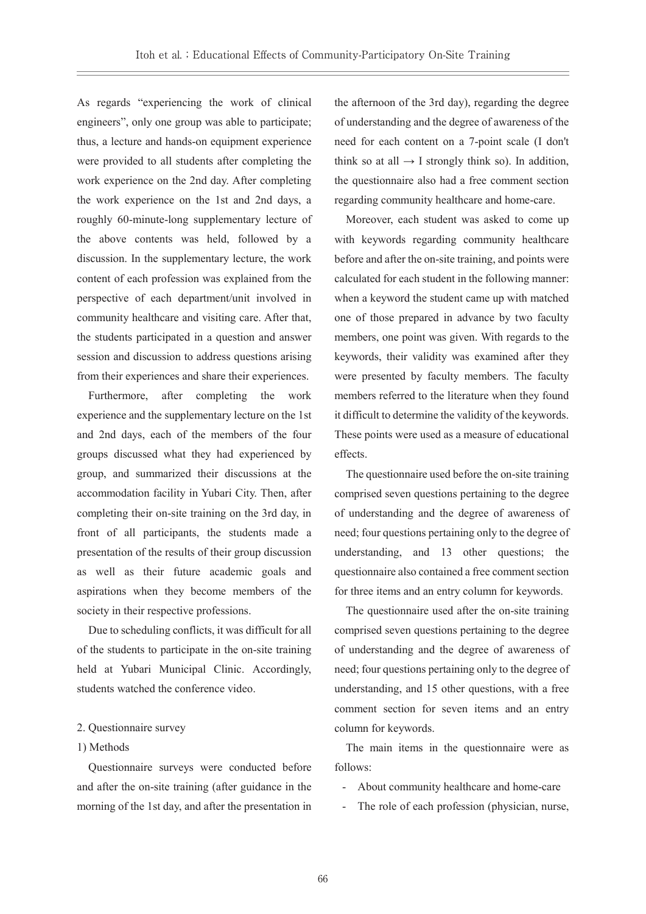As regards "experiencing the work of clinical engineers", only one group was able to participate; thus, a lecture and hands-on equipment experience were provided to all students after completing the work experience on the 2nd day. After completing the work experience on the 1st and 2nd days, a roughly 60-minute-long supplementary lecture of the above contents was held, followed by a discussion. In the supplementary lecture, the work content of each profession was explained from the perspective of each department/unit involved in community healthcare and visiting care. After that, the students participated in a question and answer session and discussion to address questions arising from their experiences and share their experiences.

Furthermore, after completing the work experience and the supplementary lecture on the 1st and 2nd days, each of the members of the four groups discussed what they had experienced by group, and summarized their discussions at the accommodation facility in Yubari City. Then, after completing their on-site training on the 3rd day, in front of all participants, the students made a presentation of the results of their group discussion as well as their future academic goals and aspirations when they become members of the society in their respective professions.

Due to scheduling conflicts, it was difficult for all of the students to participate in the on-site training held at Yubari Municipal Clinic. Accordingly, students watched the conference video.

2. Questionnaire survey

1) Methods

Questionnaire surveys were conducted before and after the on-site training (after guidance in the morning of the 1st day, and after the presentation in the afternoon of the 3rd day), regarding the degree of understanding and the degree of awareness of the need for each content on a 7-point scale (I don't think so at all → I strongly think so). In addition, the questionnaire also had a free comment section regarding community healthcare and home-care.

Moreover, each student was asked to come up with keywords regarding community healthcare before and after the on-site training, and points were calculated for each student in the following manner: when a keyword the student came up with matched one of those prepared in advance by two faculty members, one point was given. With regards to the keywords, their validity was examined after they were presented by faculty members. The faculty members referred to the literature when they found it difficult to determine the validity of the keywords. These points were used as a measure of educational effects.

The questionnaire used before the on-site training comprised seven questions pertaining to the degree of understanding and the degree of awareness of need; four questions pertaining only to the degree of understanding, and 13 other questions; the questionnaire also contained a free comment section for three items and an entry column for keywords.

The questionnaire used after the on-site training comprised seven questions pertaining to the degree of understanding and the degree of awareness of need; four questions pertaining only to the degree of understanding, and 15 other questions, with a free comment section for seven items and an entry column for keywords.

The main items in the questionnaire were as follows:

- About community healthcare and home-care
- The role of each profession (physician, nurse,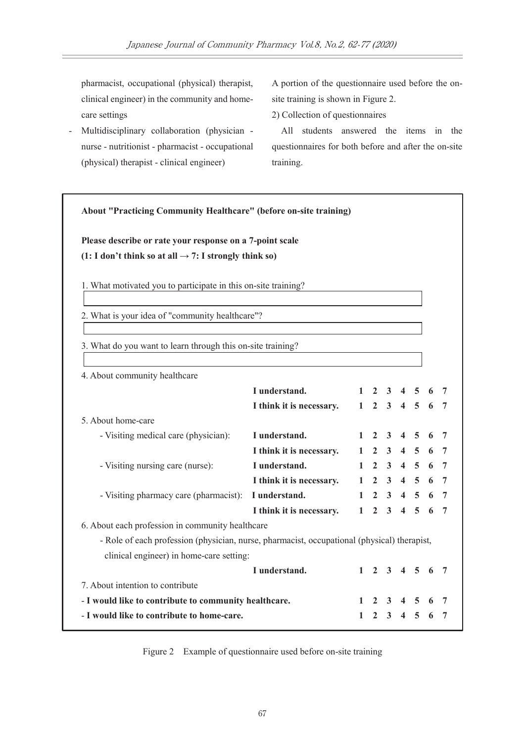pharmacist, occupational (physical) therapist, clinical engineer) in the community and home-care settings

- Multidisciplinary collaboration (physician - nurse - nutritionist - pharmacist - occupational (physical) therapist - clinical engineer)

A portion of the questionnaire used before the on-site training is shown in Figure 2.

2) Collection of questionnaires

All students answered the items in the questionnaires for both before and after the on-site training.

**About "Practicing Community Healthcare" (before on-site training)**

**Please describe or rate your response on a 7-point scale**
**(1: I don't think so at all → 7: I strongly think so)**

1. What motivated you to participate in this on-site training?

2. What is your idea of "community healthcare"?

3. What do you want to learn through this on-site training?

4. About community healthcare

| | | | | | | | | |
|---|---|---|---|---|---|---|---|---|
| | **I understand.** | 1 | 2 | 3 | 4 | 5 | 6 | 7 |
| | **I think it is necessary.** | 1 | 2 | 3 | 4 | 5 | 6 | 7 |

5. About home-care

| | | | | | | | | |
|---|---|---|---|---|---|---|---|---|
| - Visiting medical care (physician): | **I understand.** | 1 | 2 | 3 | 4 | 5 | 6 | 7 |
| | **I think it is necessary.** | 1 | 2 | 3 | 4 | 5 | 6 | 7 |
| - Visiting nursing care (nurse): | **I understand.** | 1 | 2 | 3 | 4 | 5 | 6 | 7 |
| | **I think it is necessary.** | 1 | 2 | 3 | 4 | 5 | 6 | 7 |
| - Visiting pharmacy care (pharmacist): | **I understand.** | 1 | 2 | 3 | 4 | 5 | 6 | 7 |
| | **I think it is necessary.** | 1 | 2 | 3 | 4 | 5 | 6 | 7 |

6. About each profession in community healthcare

- Role of each profession (physician, nurse, pharmacist, occupational (physical) therapist, clinical engineer) in home-care setting:

| | | | | | | | | |
|---|---|---|---|---|---|---|---|---|
| | **I understand.** | 1 | 2 | 3 | 4 | 5 | 6 | 7 |

7. About intention to contribute

| | | | | | | | |
|---|---|---|---|---|---|---|---|
| **- I would like to contribute to community healthcare.** | 1 | 2 | 3 | 4 | 5 | 6 | 7 |
| **- I would like to contribute to home-care.** | 1 | 2 | 3 | 4 | 5 | 6 | 7 |

Figure 2 Example of questionnaire used before on-site training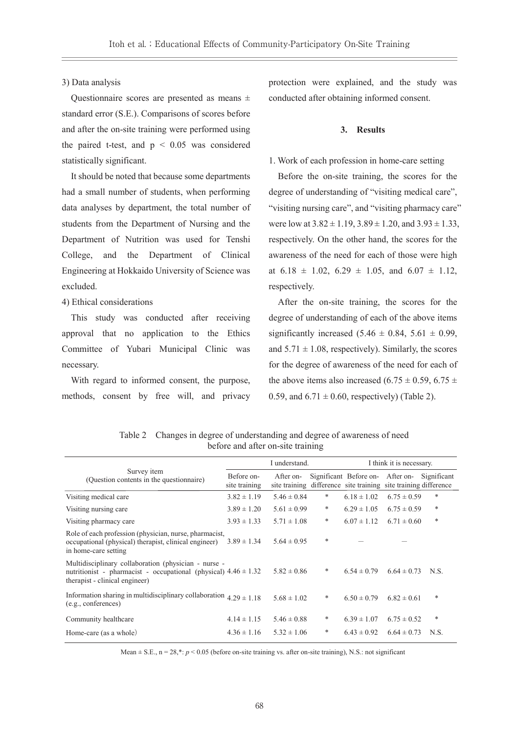3) Data analysis

Questionnaire scores are presented as means ± standard error (S.E.). Comparisons of scores before and after the on-site training were performed using the paired t-test, and $p < 0.05$ was considered statistically significant.

It should be noted that because some departments had a small number of students, when performing data analyses by department, the total number of students from the Department of Nursing and the Department of Nutrition was used for Tenshi College, and the Department of Clinical Engineering at Hokkaido University of Science was excluded.

4) Ethical considerations

This study was conducted after receiving approval that no application to the Ethics Committee of Yubari Municipal Clinic was necessary.

With regard to informed consent, the purpose, methods, consent by free will, and privacy protection were explained, and the study was conducted after obtaining informed consent.

## 3. Results

1. Work of each profession in home-care setting

Before the on-site training, the scores for the degree of understanding of "visiting medical care", "visiting nursing care", and "visiting pharmacy care" were low at 3.82 ± 1.19, 3.89 ± 1.20, and 3.93 ± 1.33, respectively. On the other hand, the scores for the awareness of the need for each of those were high at 6.18 ± 1.02, 6.29 ± 1.05, and 6.07 ± 1.12, respectively.

After the on-site training, the scores for the degree of understanding of each of the above items significantly increased (5.46 ± 0.84, 5.61 ± 0.99, and 5.71 ± 1.08, respectively). Similarly, the scores for the degree of awareness of the need for each of the above items also increased (6.75 ± 0.59, 6.75 ± 0.59, and 6.71 ± 0.60, respectively) (Table 2).

Table 2 Changes in degree of understanding and degree of awareness of need before and after on-site training

| Survey item (Question contents in the questionnaire) | I understand. | | | I think it is necessary. | | |
|---|---|---|---|---|---|---|
| | Before on-site training | After on-site training | Significant difference | Before on-site training | After on-site training | Significant difference |
| Visiting medical care | 3.82 ± 1.19 | 5.46 ± 0.84 | * | 6.18 ± 1.02 | 6.75 ± 0.59 | * |
| Visiting nursing care | 3.89 ± 1.20 | 5.61 ± 0.99 | * | 6.29 ± 1.05 | 6.75 ± 0.59 | * |
| Visiting pharmacy care | 3.93 ± 1.33 | 5.71 ± 1.08 | * | 6.07 ± 1.12 | 6.71 ± 0.60 | * |
| Role of each profession (physician, nurse, pharmacist, occupational (physical) therapist, clinical engineer) in home-care setting | 3.89 ± 1.34 | 5.64 ± 0.95 | * | — | — | |
| Multidisciplinary collaboration (physician - nurse - nutritionist - pharmacist - occupational (physical) therapist - clinical engineer) | 4.46 ± 1.32 | 5.82 ± 0.86 | * | 6.54 ± 0.79 | 6.64 ± 0.73 | N.S. |
| Information sharing in multidisciplinary collaboration (e.g., conferences) | 4.29 ± 1.18 | 5.68 ± 1.02 | * | 6.50 ± 0.79 | 6.82 ± 0.61 | * |
| Community healthcare | 4.14 ± 1.15 | 5.46 ± 0.88 | * | 6.39 ± 1.07 | 6.75 ± 0.52 | * |
| Home-care (as a whole) | 4.36 ± 1.16 | 5.32 ± 1.06 | * | 6.43 ± 0.92 | 6.64 ± 0.73 | N.S. |

Mean ± S.E., n = 28, *: $p < 0.05$ (before on-site training vs. after on-site training), N.S.: not significant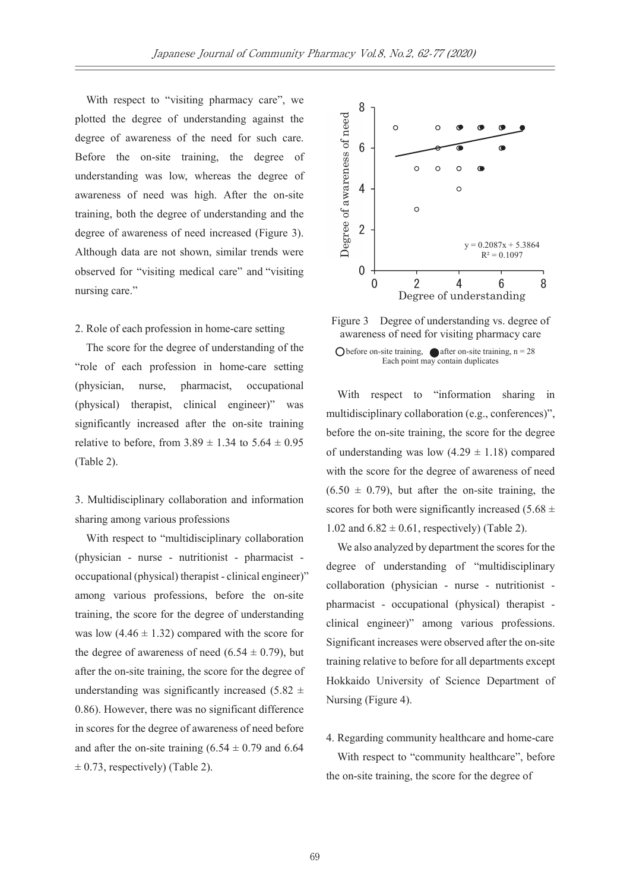With respect to "visiting pharmacy care", we plotted the degree of understanding against the degree of awareness of the need for such care. Before the on-site training, the degree of understanding was low, whereas the degree of awareness of need was high. After the on-site training, both the degree of understanding and the degree of awareness of need increased (Figure 3). Although data are not shown, similar trends were observed for "visiting medical care" and "visiting nursing care."

2. Role of each profession in home-care setting

The score for the degree of understanding of the "role of each profession in home-care setting (physician, nurse, pharmacist, occupational (physical) therapist, clinical engineer)" was significantly increased after the on-site training relative to before, from 3.89 ± 1.34 to 5.64 ± 0.95 (Table 2).

3. Multidisciplinary collaboration and information sharing among various professions

With respect to "multidisciplinary collaboration (physician - nurse - nutritionist - pharmacist - occupational (physical) therapist - clinical engineer)" among various professions, before the on-site training, the score for the degree of understanding was low (4.46 ± 1.32) compared with the score for the degree of awareness of need (6.54 ± 0.79), but after the on-site training, the score for the degree of understanding was significantly increased (5.82 ± 0.86). However, there was no significant difference in scores for the degree of awareness of need before and after the on-site training (6.54 ± 0.79 and 6.64 ± 0.73, respectively) (Table 2).

$y = 0.2087x + 5.3864$
$R^2 = 0.1097$

Figure 3 Degree of understanding vs. degree of awareness of need for visiting pharmacy care

○ before on-site training, ● after on-site training, n = 28
Each point may contain duplicates

With respect to "information sharing in multidisciplinary collaboration (e.g., conferences)", before the on-site training, the score for the degree of understanding was low (4.29 ± 1.18) compared with the score for the degree of awareness of need (6.50 ± 0.79), but after the on-site training, the scores for both were significantly increased (5.68 ± 1.02 and 6.82 ± 0.61, respectively) (Table 2).

We also analyzed by department the scores for the degree of understanding of "multidisciplinary collaboration (physician - nurse - nutritionist - pharmacist - occupational (physical) therapist - clinical engineer)" among various professions. Significant increases were observed after the on-site training relative to before for all departments except Hokkaido University of Science Department of Nursing (Figure 4).

4. Regarding community healthcare and home-care

With respect to "community healthcare", before the on-site training, the score for the degree of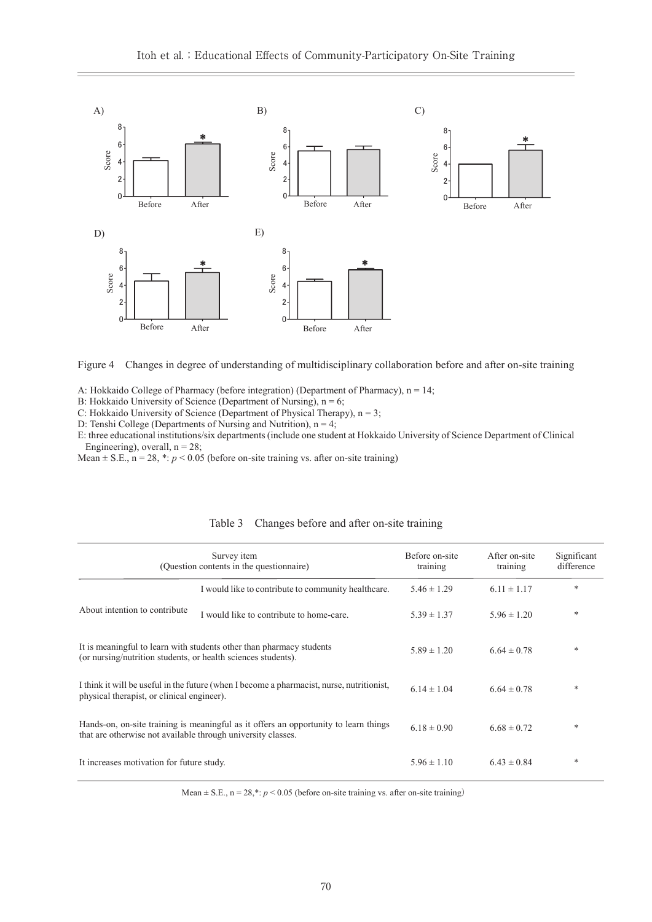Figure 4　Changes in degree of understanding of multidisciplinary collaboration before and after on-site training

A: Hokkaido College of Pharmacy (before integration) (Department of Pharmacy), n = 14;
B: Hokkaido University of Science (Department of Nursing), n = 6;
C: Hokkaido University of Science (Department of Physical Therapy), n = 3;
D: Tenshi College (Departments of Nursing and Nutrition), n = 4;
E: three educational institutions/six departments (include one student at Hokkaido University of Science Department of Clinical Engineering), overall, n = 28;
Mean ± S.E., n = 28, *: $p < 0.05$ (before on-site training vs. after on-site training)

Table 3　Changes before and after on-site training

| Survey item (Question contents in the questionnaire) | | Before on-site training | After on-site training | Significant difference |
|---|---|---|---|---|
| About intention to contribute | I would like to contribute to community healthcare. | 5.46 ± 1.29 | 6.11 ± 1.17 | * |
| | I would like to contribute to home-care. | 5.39 ± 1.37 | 5.96 ± 1.20 | * |
| It is meaningful to learn with students other than pharmacy students (or nursing/nutrition students, or health sciences students). | | 5.89 ± 1.20 | 6.64 ± 0.78 | * |
| I think it will be useful in the future (when I become a pharmacist, nurse, nutritionist, physical therapist, or clinical engineer). | | 6.14 ± 1.04 | 6.64 ± 0.78 | * |
| Hands-on, on-site training is meaningful as it offers an opportunity to learn things that are otherwise not available through university classes. | | 6.18 ± 0.90 | 6.68 ± 0.72 | * |
| It increases motivation for future study. | | 5.96 ± 1.10 | 6.43 ± 0.84 | * |

Mean ± S.E., n = 28,*: $p < 0.05$ (before on-site training vs. after on-site training)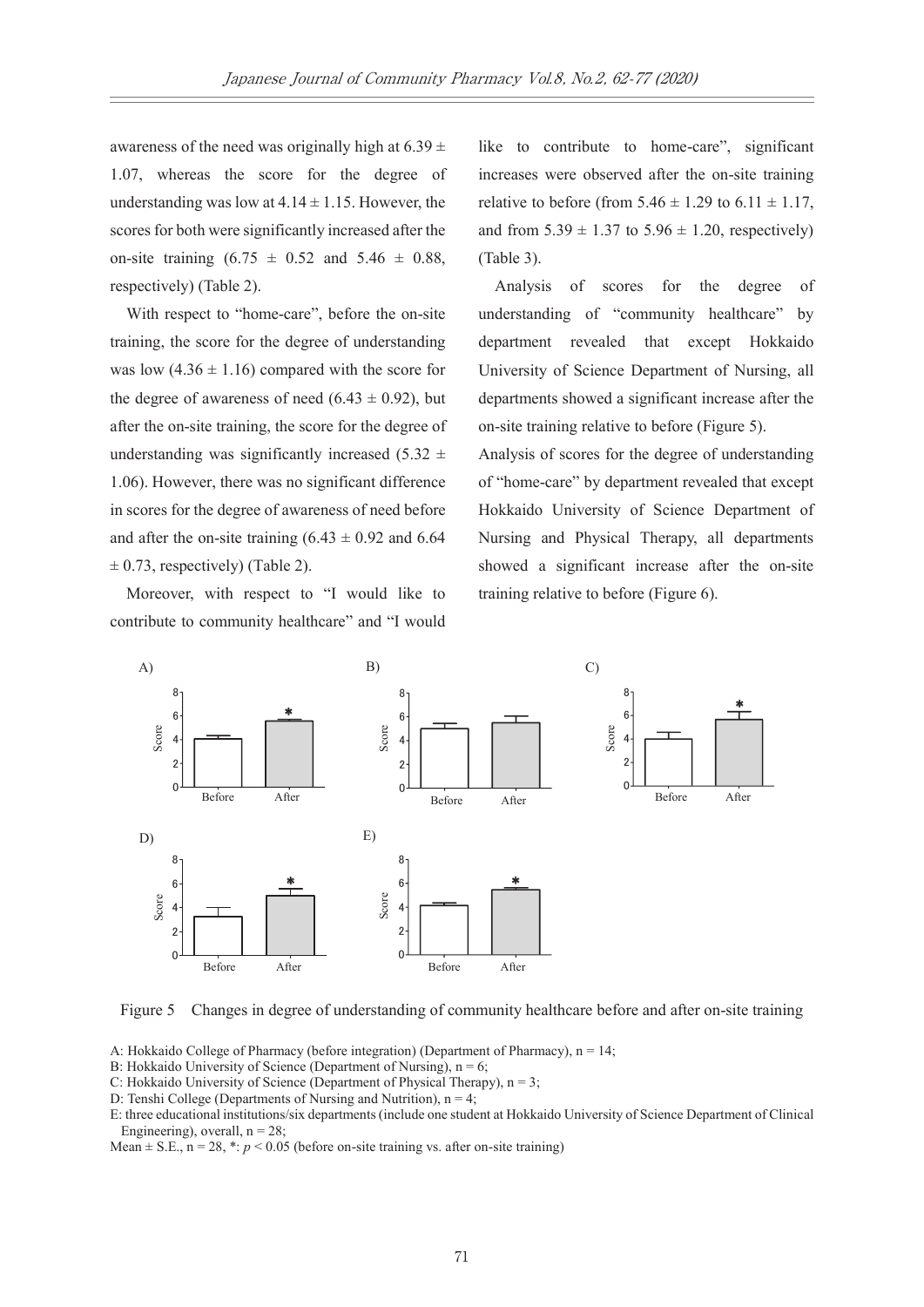awareness of the need was originally high at 6.39 ± 1.07, whereas the score for the degree of understanding was low at 4.14 ± 1.15. However, the scores for both were significantly increased after the on-site training (6.75 ± 0.52 and 5.46 ± 0.88, respectively) (Table 2).

With respect to "home-care", before the on-site training, the score for the degree of understanding was low (4.36 ± 1.16) compared with the score for the degree of awareness of need (6.43 ± 0.92), but after the on-site training, the score for the degree of understanding was significantly increased (5.32 ± 1.06). However, there was no significant difference in scores for the degree of awareness of need before and after the on-site training (6.43 ± 0.92 and 6.64 ± 0.73, respectively) (Table 2).

Moreover, with respect to "I would like to contribute to community healthcare" and "I would like to contribute to home-care", significant increases were observed after the on-site training relative to before (from 5.46 ± 1.29 to 6.11 ± 1.17, and from 5.39 ± 1.37 to 5.96 ± 1.20, respectively) (Table 3).

Analysis of scores for the degree of understanding of "community healthcare" by department revealed that except Hokkaido University of Science Department of Nursing, all departments showed a significant increase after the on-site training relative to before (Figure 5).

Analysis of scores for the degree of understanding of "home-care" by department revealed that except Hokkaido University of Science Department of Nursing and Physical Therapy, all departments showed a significant increase after the on-site training relative to before (Figure 6).

Figure 5 Changes in degree of understanding of community healthcare before and after on-site training

A: Hokkaido College of Pharmacy (before integration) (Department of Pharmacy), n = 14;
B: Hokkaido University of Science (Department of Nursing), n = 6;
C: Hokkaido University of Science (Department of Physical Therapy), n = 3;
D: Tenshi College (Departments of Nursing and Nutrition), n = 4;
E: three educational institutions/six departments (include one student at Hokkaido University of Science Department of Clinical Engineering), overall, n = 28;
Mean ± S.E., n = 28, *: $p < 0.05$ (before on-site training vs. after on-site training)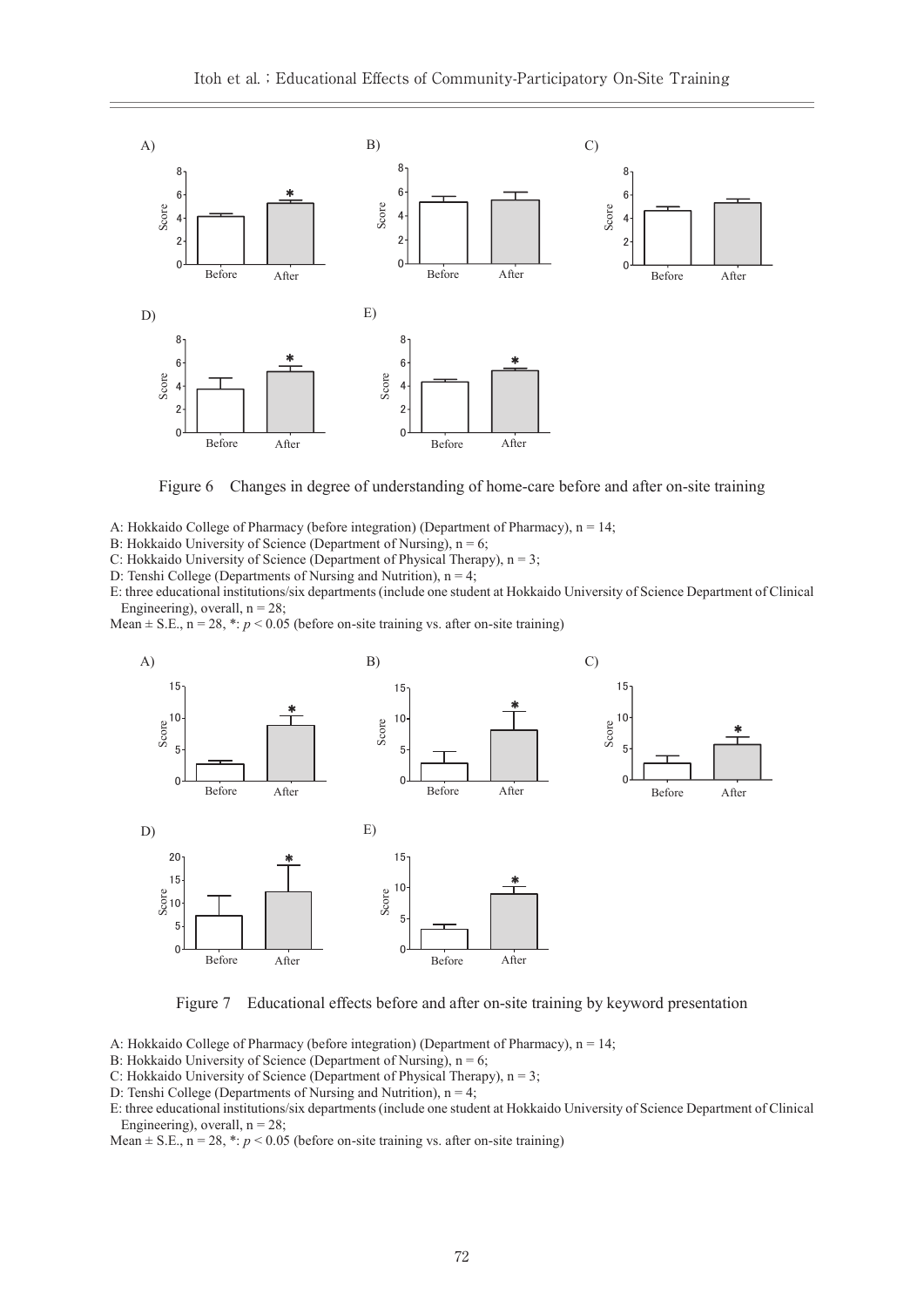Figure 6 Changes in degree of understanding of home-care before and after on-site training

A: Hokkaido College of Pharmacy (before integration) (Department of Pharmacy), n = 14;
B: Hokkaido University of Science (Department of Nursing), n = 6;
C: Hokkaido University of Science (Department of Physical Therapy), n = 3;
D: Tenshi College (Departments of Nursing and Nutrition), n = 4;
E: three educational institutions/six departments (include one student at Hokkaido University of Science Department of Clinical Engineering), overall, n = 28;
Mean ± S.E., n = 28, *: $p < 0.05$ (before on-site training vs. after on-site training)

Figure 7 Educational effects before and after on-site training by keyword presentation

A: Hokkaido College of Pharmacy (before integration) (Department of Pharmacy), n = 14;
B: Hokkaido University of Science (Department of Nursing), n = 6;
C: Hokkaido University of Science (Department of Physical Therapy), n = 3;
D: Tenshi College (Departments of Nursing and Nutrition), n = 4;
E: three educational institutions/six departments (include one student at Hokkaido University of Science Department of Clinical Engineering), overall, n = 28;
Mean ± S.E., n = 28, *: $p < 0.05$ (before on-site training vs. after on-site training)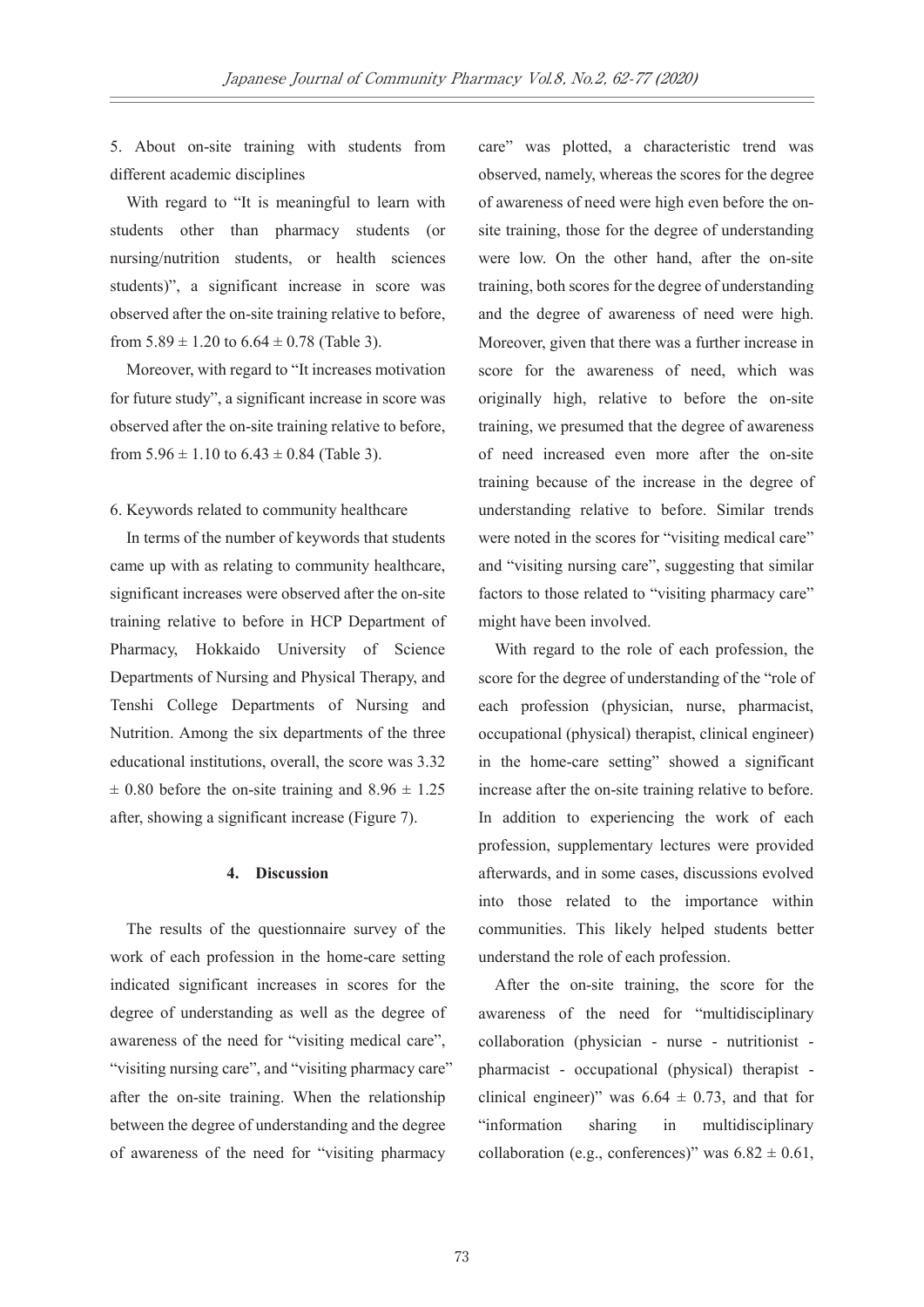5. About on-site training with students from different academic disciplines

With regard to "It is meaningful to learn with students other than pharmacy students (or nursing/nutrition students, or health sciences students)", a significant increase in score was observed after the on-site training relative to before, from $5.89 \pm 1.20$ to $6.64 \pm 0.78$ (Table 3).

Moreover, with regard to "It increases motivation for future study", a significant increase in score was observed after the on-site training relative to before, from $5.96 \pm 1.10$ to $6.43 \pm 0.84$ (Table 3).

6. Keywords related to community healthcare

In terms of the number of keywords that students came up with as relating to community healthcare, significant increases were observed after the on-site training relative to before in HCP Department of Pharmacy, Hokkaido University of Science Departments of Nursing and Physical Therapy, and Tenshi College Departments of Nursing and Nutrition. Among the six departments of the three educational institutions, overall, the score was $3.32 \pm 0.80$ before the on-site training and $8.96 \pm 1.25$ after, showing a significant increase (Figure 7).

## 4. Discussion

The results of the questionnaire survey of the work of each profession in the home-care setting indicated significant increases in scores for the degree of understanding as well as the degree of awareness of the need for "visiting medical care", "visiting nursing care", and "visiting pharmacy care" after the on-site training. When the relationship between the degree of understanding and the degree of awareness of the need for "visiting pharmacy care" was plotted, a characteristic trend was observed, namely, whereas the scores for the degree of awareness of need were high even before the on-site training, those for the degree of understanding were low. On the other hand, after the on-site training, both scores for the degree of understanding and the degree of awareness of need were high. Moreover, given that there was a further increase in score for the awareness of need, which was originally high, relative to before the on-site training, we presumed that the degree of awareness of need increased even more after the on-site training because of the increase in the degree of understanding relative to before. Similar trends were noted in the scores for "visiting medical care" and "visiting nursing care", suggesting that similar factors to those related to "visiting pharmacy care" might have been involved.

With regard to the role of each profession, the score for the degree of understanding of the "role of each profession (physician, nurse, pharmacist, occupational (physical) therapist, clinical engineer) in the home-care setting" showed a significant increase after the on-site training relative to before. In addition to experiencing the work of each profession, supplementary lectures were provided afterwards, and in some cases, discussions evolved into those related to the importance within communities. This likely helped students better understand the role of each profession.

After the on-site training, the score for the awareness of the need for "multidisciplinary collaboration (physician - nurse - nutritionist - pharmacist - occupational (physical) therapist - clinical engineer)" was $6.64 \pm 0.73$, and that for "information sharing in multidisciplinary collaboration (e.g., conferences)" was $6.82 \pm 0.61$,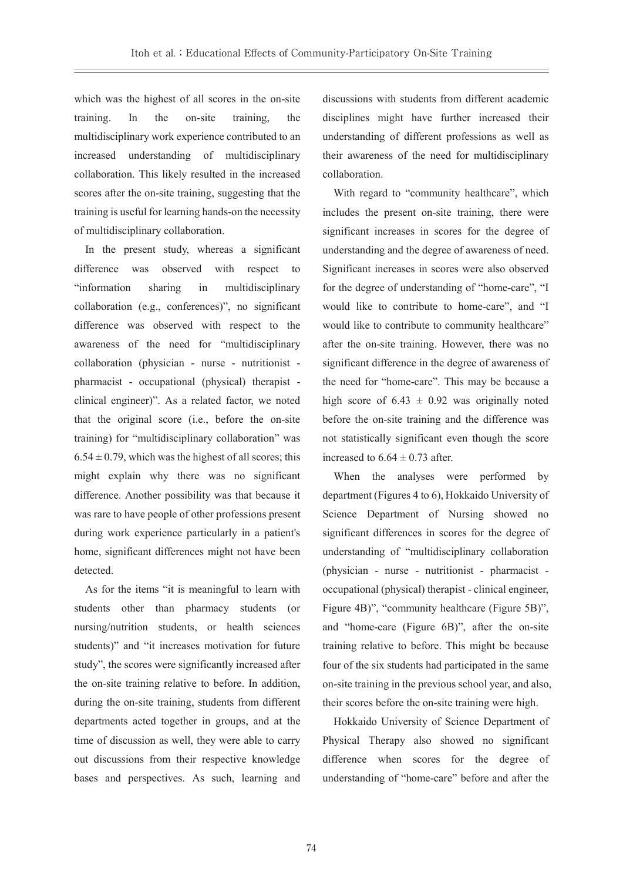which was the highest of all scores in the on-site training. In the on-site training, the multidisciplinary work experience contributed to an increased understanding of multidisciplinary collaboration. This likely resulted in the increased scores after the on-site training, suggesting that the training is useful for learning hands-on the necessity of multidisciplinary collaboration.

In the present study, whereas a significant difference was observed with respect to "information sharing in multidisciplinary collaboration (e.g., conferences)", no significant difference was observed with respect to the awareness of the need for "multidisciplinary collaboration (physician - nurse - nutritionist - pharmacist - occupational (physical) therapist - clinical engineer)". As a related factor, we noted that the original score (i.e., before the on-site training) for "multidisciplinary collaboration" was $6.54 \pm 0.79$, which was the highest of all scores; this might explain why there was no significant difference. Another possibility was that because it was rare to have people of other professions present during work experience particularly in a patient's home, significant differences might not have been detected.

As for the items "it is meaningful to learn with students other than pharmacy students (or nursing/nutrition students, or health sciences students)" and "it increases motivation for future study", the scores were significantly increased after the on-site training relative to before. In addition, during the on-site training, students from different departments acted together in groups, and at the time of discussion as well, they were able to carry out discussions from their respective knowledge bases and perspectives. As such, learning and discussions with students from different academic disciplines might have further increased their understanding of different professions as well as their awareness of the need for multidisciplinary collaboration.

With regard to "community healthcare", which includes the present on-site training, there were significant increases in scores for the degree of understanding and the degree of awareness of need. Significant increases in scores were also observed for the degree of understanding of "home-care", "I would like to contribute to home-care", and "I would like to contribute to community healthcare" after the on-site training. However, there was no significant difference in the degree of awareness of the need for "home-care". This may be because a high score of $6.43 \pm 0.92$ was originally noted before the on-site training and the difference was not statistically significant even though the score increased to $6.64 \pm 0.73$ after.

When the analyses were performed by department (Figures 4 to 6), Hokkaido University of Science Department of Nursing showed no significant differences in scores for the degree of understanding of "multidisciplinary collaboration (physician - nurse - nutritionist - pharmacist - occupational (physical) therapist - clinical engineer, Figure 4B)", "community healthcare (Figure 5B)", and "home-care (Figure 6B)", after the on-site training relative to before. This might be because four of the six students had participated in the same on-site training in the previous school year, and also, their scores before the on-site training were high.

Hokkaido University of Science Department of Physical Therapy also showed no significant difference when scores for the degree of understanding of "home-care" before and after the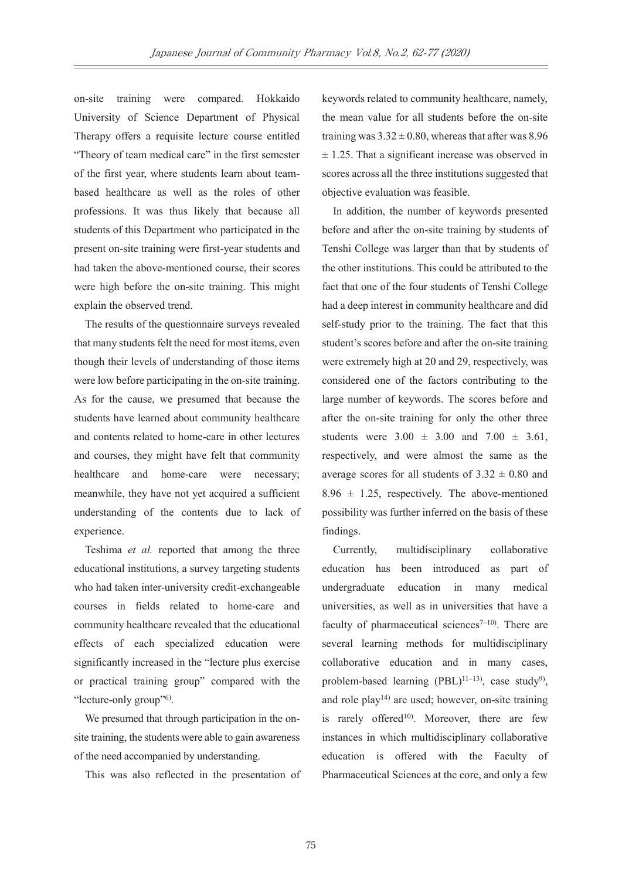on-site training were compared. Hokkaido University of Science Department of Physical Therapy offers a requisite lecture course entitled "Theory of team medical care" in the first semester of the first year, where students learn about team-based healthcare as well as the roles of other professions. It was thus likely that because all students of this Department who participated in the present on-site training were first-year students and had taken the above-mentioned course, their scores were high before the on-site training. This might explain the observed trend.

The results of the questionnaire surveys revealed that many students felt the need for most items, even though their levels of understanding of those items were low before participating in the on-site training. As for the cause, we presumed that because the students have learned about community healthcare and contents related to home-care in other lectures and courses, they might have felt that community healthcare and home-care were necessary; meanwhile, they have not yet acquired a sufficient understanding of the contents due to lack of experience.

Teshima *et al.* reported that among the three educational institutions, a survey targeting students who had taken inter-university credit-exchangeable courses in fields related to home-care and community healthcare revealed that the educational effects of each specialized education were significantly increased in the "lecture plus exercise or practical training group" compared with the "lecture-only group"[6].

We presumed that through participation in the on-site training, the students were able to gain awareness of the need accompanied by understanding.

This was also reflected in the presentation of keywords related to community healthcare, namely, the mean value for all students before the on-site training was $3.32 \pm 0.80$, whereas that after was $8.96 \pm 1.25$. That a significant increase was observed in scores across all the three institutions suggested that objective evaluation was feasible.

In addition, the number of keywords presented before and after the on-site training by students of Tenshi College was larger than that by students of the other institutions. This could be attributed to the fact that one of the four students of Tenshi College had a deep interest in community healthcare and did self-study prior to the training. The fact that this student's scores before and after the on-site training were extremely high at 20 and 29, respectively, was considered one of the factors contributing to the large number of keywords. The scores before and after the on-site training for only the other three students were $3.00 \pm 3.00$ and $7.00 \pm 3.61$, respectively, and were almost the same as the average scores for all students of $3.32 \pm 0.80$ and $8.96 \pm 1.25$, respectively. The above-mentioned possibility was further inferred on the basis of these findings.

Currently, multidisciplinary collaborative education has been introduced as part of undergraduate education in many medical universities, as well as in universities that have a faculty of pharmaceutical sciences[7–10]. There are several learning methods for multidisciplinary collaborative education and in many cases, problem-based learning (PBL)[11–13], case study[9], and role play[14] are used; however, on-site training is rarely offered[10]. Moreover, there are few instances in which multidisciplinary collaborative education is offered with the Faculty of Pharmaceutical Sciences at the core, and only a few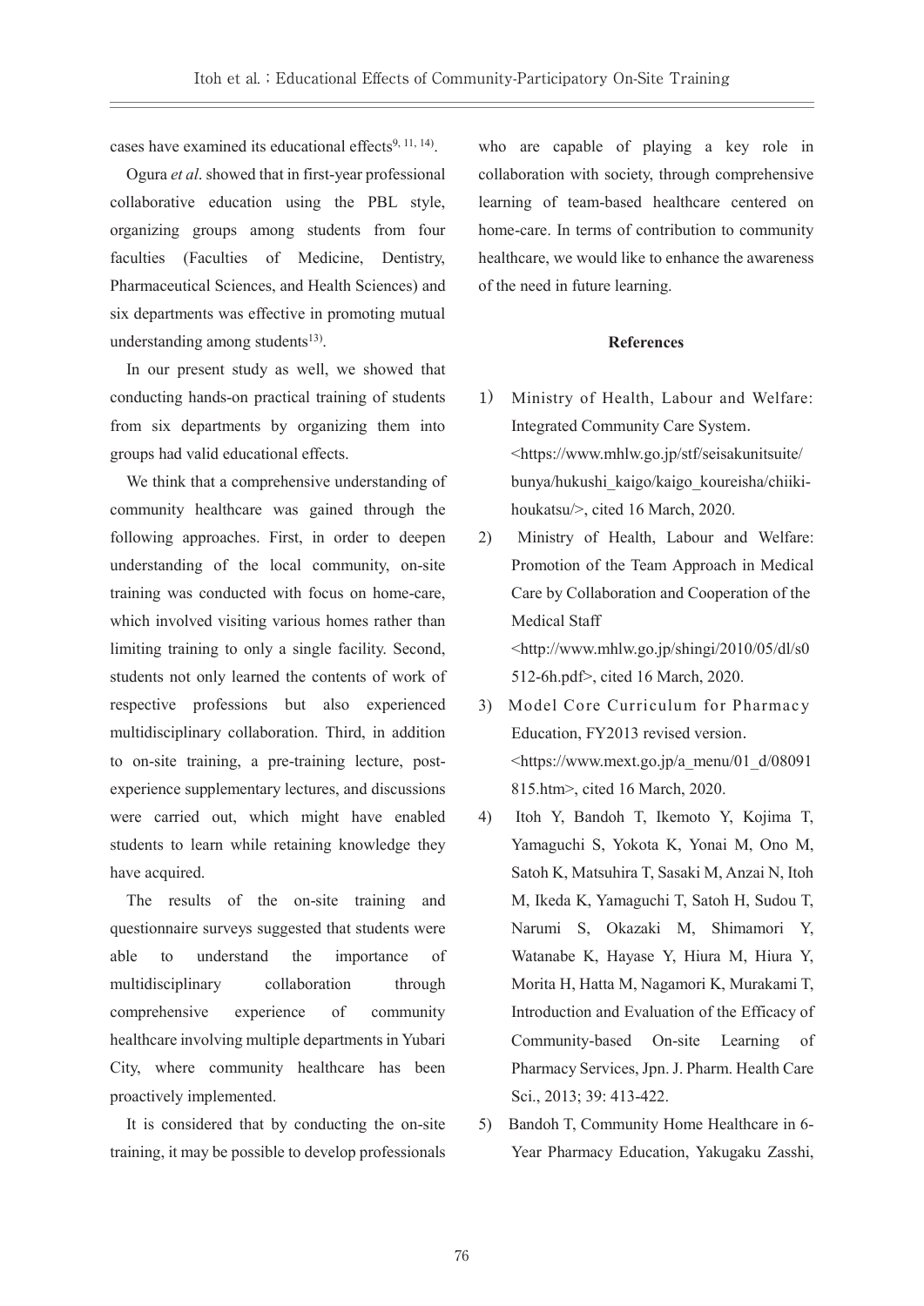cases have examined its educational effects[9, 11, 14].

Ogura *et al*. showed that in first-year professional collaborative education using the PBL style, organizing groups among students from four faculties (Faculties of Medicine, Dentistry, Pharmaceutical Sciences, and Health Sciences) and six departments was effective in promoting mutual understanding among students[13].

In our present study as well, we showed that conducting hands-on practical training of students from six departments by organizing them into groups had valid educational effects.

We think that a comprehensive understanding of community healthcare was gained through the following approaches. First, in order to deepen understanding of the local community, on-site training was conducted with focus on home-care, which involved visiting various homes rather than limiting training to only a single facility. Second, students not only learned the contents of work of respective professions but also experienced multidisciplinary collaboration. Third, in addition to on-site training, a pre-training lecture, post-experience supplementary lectures, and discussions were carried out, which might have enabled students to learn while retaining knowledge they have acquired.

The results of the on-site training and questionnaire surveys suggested that students were able to understand the importance of multidisciplinary collaboration through comprehensive experience of community healthcare involving multiple departments in Yubari City, where community healthcare has been proactively implemented.

It is considered that by conducting the on-site training, it may be possible to develop professionals who are capable of playing a key role in collaboration with society, through comprehensive learning of team-based healthcare centered on home-care. In terms of contribution to community healthcare, we would like to enhance the awareness of the need in future learning.

## References

1) Ministry of Health, Labour and Welfare: Integrated Community Care System. <https://www.mhlw.go.jp/stf/seisakunitsuite/bunya/hukushi_kaigo/kaigo_koureisha/chiiki-houkatsu/>, cited 16 March, 2020.
2) Ministry of Health, Labour and Welfare: Promotion of the Team Approach in Medical Care by Collaboration and Cooperation of the Medical Staff <http://www.mhlw.go.jp/shingi/2010/05/dl/s0512-6h.pdf>, cited 16 March, 2020.
3) Model Core Curriculum for Pharmacy Education, FY2013 revised version. <https://www.mext.go.jp/a_menu/01_d/08091815.htm>, cited 16 March, 2020.
4) Itoh Y, Bandoh T, Ikemoto Y, Kojima T, Yamaguchi S, Yokota K, Yonai M, Ono M, Satoh K, Matsuhira T, Sasaki M, Anzai N, Itoh M, Ikeda K, Yamaguchi T, Satoh H, Sudou T, Narumi S, Okazaki M, Shimamori Y, Watanabe K, Hayase Y, Hiura M, Hiura Y, Morita H, Hatta M, Nagamori K, Murakami T, Introduction and Evaluation of the Efficacy of Community-based On-site Learning of Pharmacy Services, Jpn. J. Pharm. Health Care Sci., 2013; 39: 413-422.
5) Bandoh T, Community Home Healthcare in 6-Year Pharmacy Education, Yakugaku Zasshi,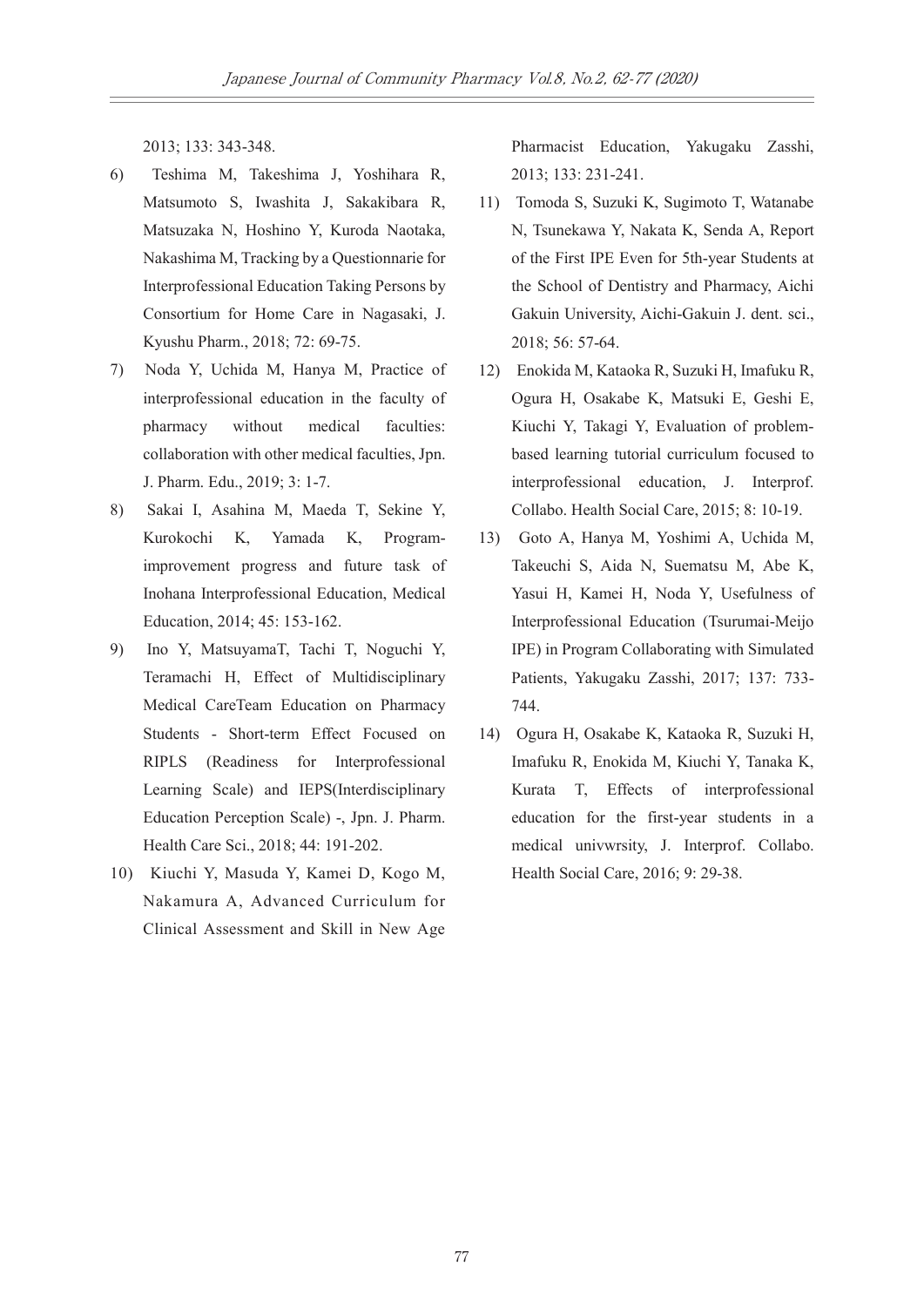2013; 133: 343-348.

6) Teshima M, Takeshima J, Yoshihara R, Matsumoto S, Iwashita J, Sakakibara R, Matsuzaka N, Hoshino Y, Kuroda Naotaka, Nakashima M, Tracking by a Questionnarie for Interprofessional Education Taking Persons by Consortium for Home Care in Nagasaki, J. Kyushu Pharm., 2018; 72: 69-75.

7) Noda Y, Uchida M, Hanya M, Practice of interprofessional education in the faculty of pharmacy without medical faculties: collaboration with other medical faculties, Jpn. J. Pharm. Edu., 2019; 3: 1-7.

8) Sakai I, Asahina M, Maeda T, Sekine Y, Kurokochi K, Yamada K, Program-improvement progress and future task of Inohana Interprofessional Education, Medical Education, 2014; 45: 153-162.

9) Ino Y, MatsuyamaT, Tachi T, Noguchi Y, Teramachi H, Effect of Multidisciplinary Medical CareTeam Education on Pharmacy Students - Short-term Effect Focused on RIPLS (Readiness for Interprofessional Learning Scale) and IEPS(Interdisciplinary Education Perception Scale) -, Jpn. J. Pharm. Health Care Sci., 2018; 44: 191-202.

10) Kiuchi Y, Masuda Y, Kamei D, Kogo M, Nakamura A, Advanced Curriculum for Clinical Assessment and Skill in New Age Pharmacist Education, Yakugaku Zasshi, 2013; 133: 231-241.

11) Tomoda S, Suzuki K, Sugimoto T, Watanabe N, Tsunekawa Y, Nakata K, Senda A, Report of the First IPE Even for 5th-year Students at the School of Dentistry and Pharmacy, Aichi Gakuin University, Aichi-Gakuin J. dent. sci., 2018; 56: 57-64.

12) Enokida M, Kataoka R, Suzuki H, Imafuku R, Ogura H, Osakabe K, Matsuki E, Geshi E, Kiuchi Y, Takagi Y, Evaluation of problem-based learning tutorial curriculum focused to interprofessional education, J. Interprof. Collabo. Health Social Care, 2015; 8: 10-19.

13) Goto A, Hanya M, Yoshimi A, Uchida M, Takeuchi S, Aida N, Suematsu M, Abe K, Yasui H, Kamei H, Noda Y, Usefulness of Interprofessional Education (Tsurumai-Meijo IPE) in Program Collaborating with Simulated Patients, Yakugaku Zasshi, 2017; 137: 733-744.

14) Ogura H, Osakabe K, Kataoka R, Suzuki H, Imafuku R, Enokida M, Kiuchi Y, Tanaka K, Kurata T, Effects of interprofessional education for the first-year students in a medical univwrsity, J. Interprof. Collabo. Health Social Care, 2016; 9: 29-38.